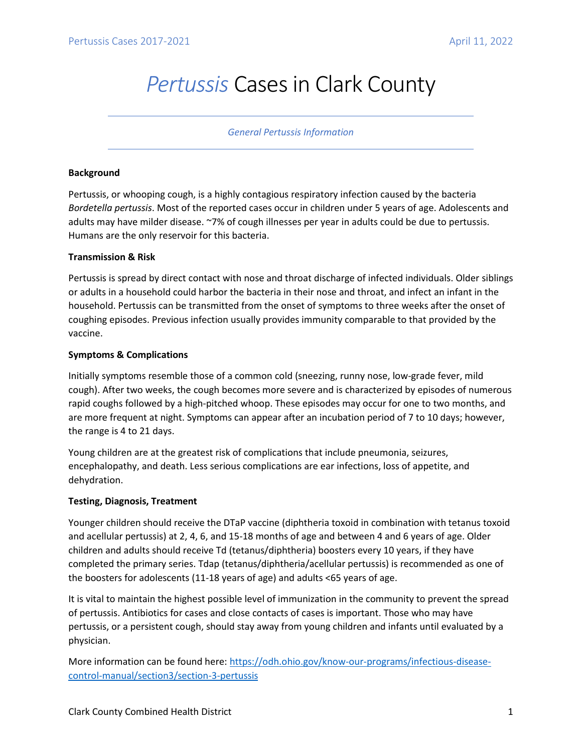# *Pertussis* Cases in Clark County

*General Pertussis Information*

**Background**

Pertussis, or whooping cough, is a highly contagious respiratory infection caused by the bacteria *Bordetella pertussis*. Most of the reported cases occur in children under 5 years of age. Adolescents and adults may have milder disease. ~7% of cough illnesses per year in adults could be due to pertussis. Humans are the only reservoir for this bacteria.

**Transmission & Risk**

Pertussis is spread by direct contact with nose and throat discharge of infected individuals. Older siblings or adults in a household could harbor the bacteria in their nose and throat, and infect an infant in the household. Pertussis can be transmitted from the onset of symptoms to three weeks after the onset of coughing episodes. Previous infection usually provides immunity comparable to that provided by the vaccine.

**Symptoms & Complications**

Initially symptoms resemble those of a common cold (sneezing, runny nose, low-grade fever, mild cough). After two weeks, the cough becomes more severe and is characterized by episodes of numerous rapid coughs followed by a high-pitched whoop. These episodes may occur for one to two months, and are more frequent at night. Symptoms can appear after an incubation period of 7 to 10 days; however, the range is 4 to 21 days.

Young children are at the greatest risk of complications that include pneumonia, seizures, encephalopathy, and death. Less serious complications are ear infections, loss of appetite, and dehydration.

**Testing, Diagnosis, Treatment**

Younger children should receive the DTaP vaccine (diphtheria toxoid in combination with tetanus toxoid and acellular pertussis) at 2, 4, 6, and 15-18 months of age and between 4 and 6 years of age. Older children and adults should receive Td (tetanus/diphtheria) boosters every 10 years, if they have completed the primary series. Tdap (tetanus/diphtheria/acellular pertussis) is recommended as one of the boosters for adolescents (11-18 years of age) and adults <65 years of age.

It is vital to maintain the highest possible level of immunization in the community to prevent the spread of pertussis. Antibiotics for cases and close contacts of cases is important. Those who may have pertussis, or a persistent cough, should stay away from young children and infants until evaluated by a physician.

More information can be found here: [https://odh.ohio.gov/know-our-programs/infectious-disease-control-manual/section3/section-3-pertussis](https://odh.ohio.gov/know-our-programs/infectious-disease-control-manual/section3/section-3-pertussis)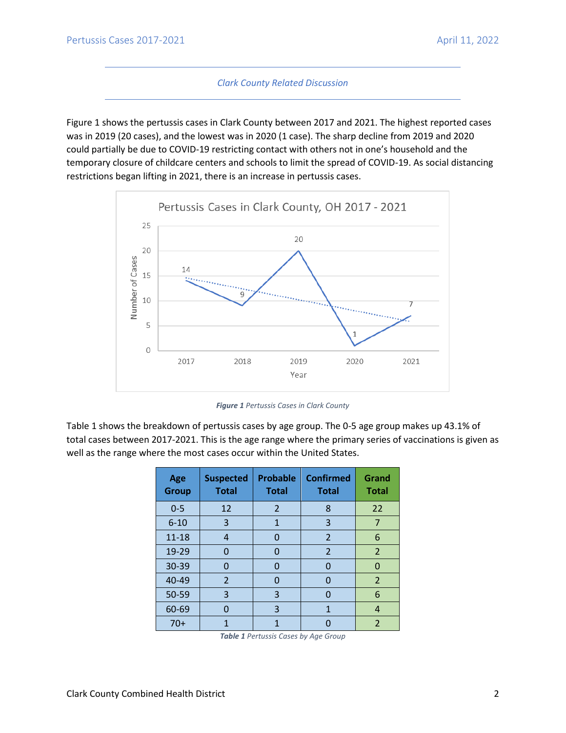## Clark County Related Discussion

Figure 1 shows the pertussis cases in Clark County between 2017 and 2021. The highest reported cases was in 2019 (20 cases), and the lowest was in 2020 (1 case). The sharp decline from 2019 and 2020 could partially be due to COVID-19 restricting contact with others not in one's household and the temporary closure of childcare centers and schools to limit the spread of COVID-19. As social distancing restrictions began lifting in 2021, there is an increase in pertussis cases.

Pertussis Cases in Clark County, OH 2017 - 2021

Number of Cases

25
20
15
10
5
0

14
9
20
1
7

2017
2018
2019
2020
2021

Year

***Figure 1*** *Pertussis Cases in Clark County*

Table 1 shows the breakdown of pertussis cases by age group. The 0-5 age group makes up 43.1% of total cases between 2017-2021. This is the age range where the primary series of vaccinations is given as well as the range where the most cases occur within the United States.

| Age Group | Suspected Total | Probable Total | Confirmed Total | Grand Total |
|---|---|---|---|---|
| 0-5 | 12 | 2 | 8 | 22 |
| 6-10 | 3 | 1 | 3 | 7 |
| 11-18 | 4 | 0 | 2 | 6 |
| 19-29 | 0 | 0 | 2 | 2 |
| 30-39 | 0 | 0 | 0 | 0 |
| 40-49 | 2 | 0 | 0 | 2 |
| 50-59 | 3 | 3 | 0 | 6 |
| 60-69 | 0 | 3 | 1 | 4 |
| 70+ | 1 | 1 | 0 | 2 |

***Table 1*** *Pertussis Cases by Age Group*